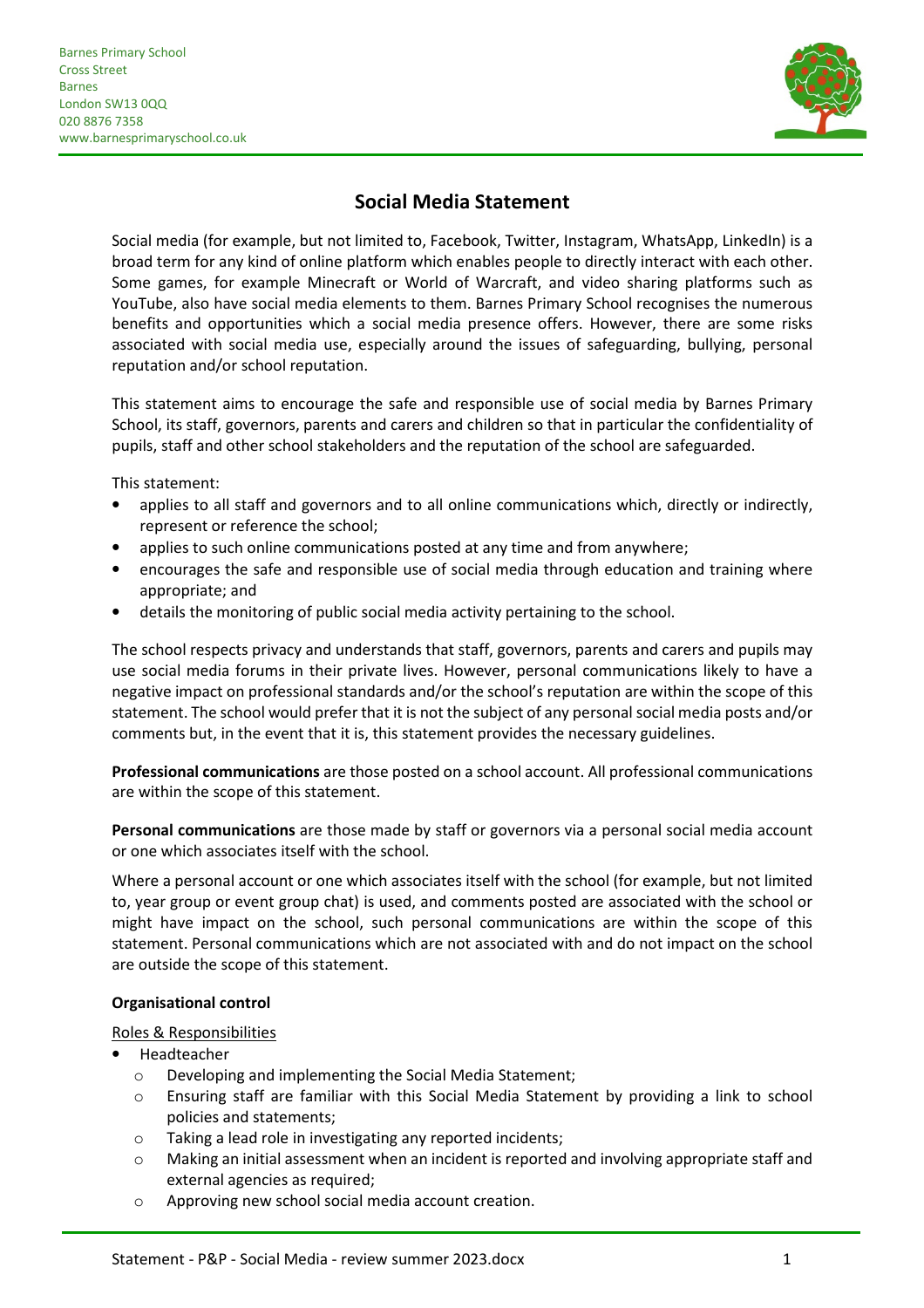Barnes Primary School
Cross Street
Barnes
London SW13 0QQ
020 8876 7358
www.barnesprimaryschool.co.uk

# Social Media Statement

Social media (for example, but not limited to, Facebook, Twitter, Instagram, WhatsApp, LinkedIn) is a broad term for any kind of online platform which enables people to directly interact with each other. Some games, for example Minecraft or World of Warcraft, and video sharing platforms such as YouTube, also have social media elements to them. Barnes Primary School recognises the numerous benefits and opportunities which a social media presence offers. However, there are some risks associated with social media use, especially around the issues of safeguarding, bullying, personal reputation and/or school reputation.

This statement aims to encourage the safe and responsible use of social media by Barnes Primary School, its staff, governors, parents and carers and children so that in particular the confidentiality of pupils, staff and other school stakeholders and the reputation of the school are safeguarded.

This statement:

- applies to all staff and governors and to all online communications which, directly or indirectly, represent or reference the school;
- applies to such online communications posted at any time and from anywhere;
- encourages the safe and responsible use of social media through education and training where appropriate; and
- details the monitoring of public social media activity pertaining to the school.

The school respects privacy and understands that staff, governors, parents and carers and pupils may use social media forums in their private lives. However, personal communications likely to have a negative impact on professional standards and/or the school's reputation are within the scope of this statement. The school would prefer that it is not the subject of any personal social media posts and/or comments but, in the event that it is, this statement provides the necessary guidelines.

**Professional communications** are those posted on a school account. All professional communications are within the scope of this statement.

**Personal communications** are those made by staff or governors via a personal social media account or one which associates itself with the school.

Where a personal account or one which associates itself with the school (for example, but not limited to, year group or event group chat) is used, and comments posted are associated with the school or might have impact on the school, such personal communications are within the scope of this statement. Personal communications which are not associated with and do not impact on the school are outside the scope of this statement.

**Organisational control**

Roles & Responsibilities

- Headteacher
  - Developing and implementing the Social Media Statement;
  - Ensuring staff are familiar with this Social Media Statement by providing a link to school policies and statements;
  - Taking a lead role in investigating any reported incidents;
  - Making an initial assessment when an incident is reported and involving appropriate staff and external agencies as required;
  - Approving new school social media account creation.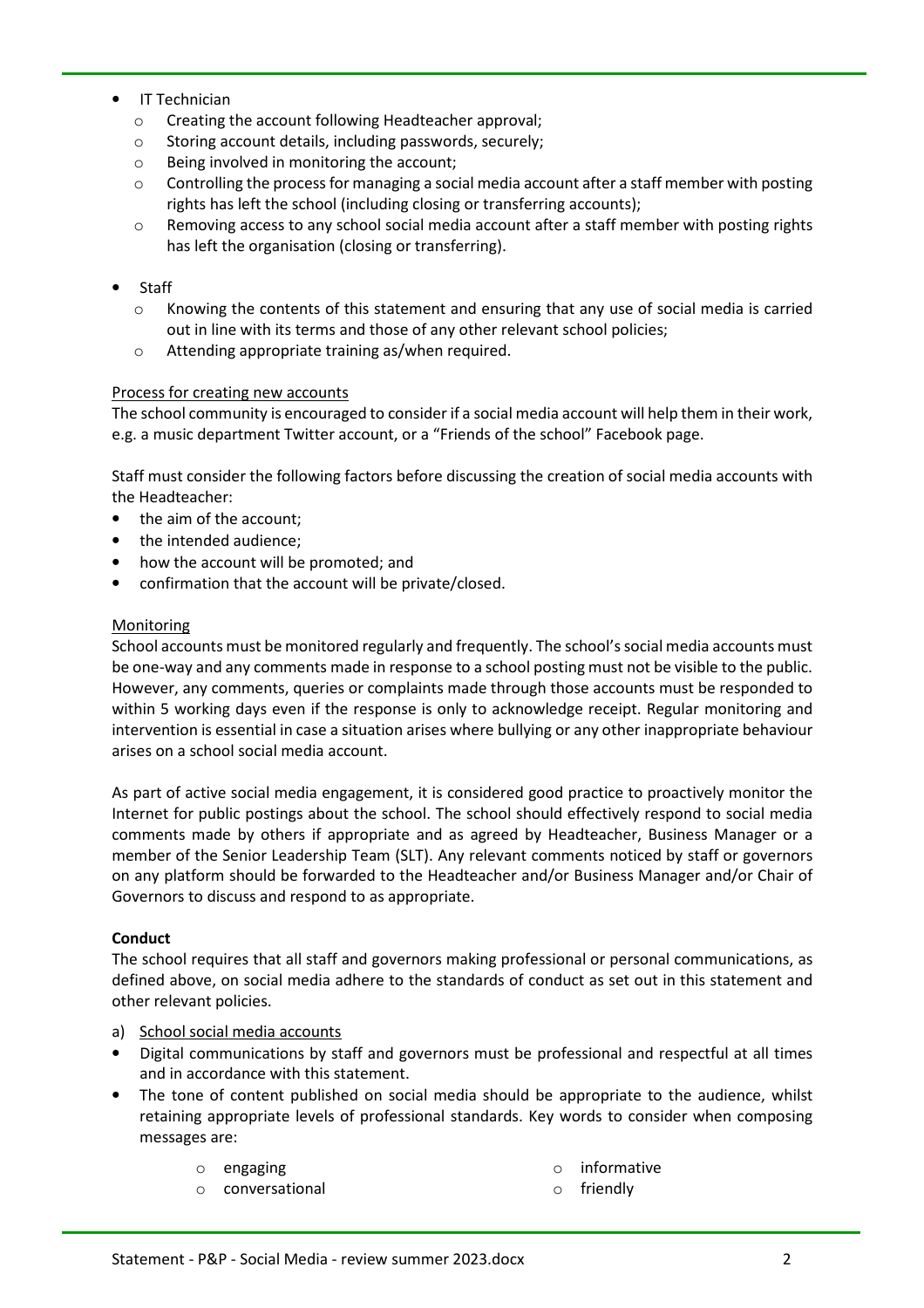- IT Technician
    - Creating the account following Headteacher approval;
    - Storing account details, including passwords, securely;
    - Being involved in monitoring the account;
    - Controlling the process for managing a social media account after a staff member with posting rights has left the school (including closing or transferring accounts);
    - Removing access to any school social media account after a staff member with posting rights has left the organisation (closing or transferring).
- Staff
    - Knowing the contents of this statement and ensuring that any use of social media is carried out in line with its terms and those of any other relevant school policies;
    - Attending appropriate training as/when required.

<u>Process for creating new accounts</u>

The school community is encouraged to consider if a social media account will help them in their work, e.g. a music department Twitter account, or a "Friends of the school" Facebook page.

Staff must consider the following factors before discussing the creation of social media accounts with the Headteacher:

- the aim of the account;
- the intended audience;
- how the account will be promoted; and
- confirmation that the account will be private/closed.

<u>Monitoring</u>

School accounts must be monitored regularly and frequently. The school's social media accounts must be one-way and any comments made in response to a school posting must not be visible to the public. However, any comments, queries or complaints made through those accounts must be responded to within 5 working days even if the response is only to acknowledge receipt. Regular monitoring and intervention is essential in case a situation arises where bullying or any other inappropriate behaviour arises on a school social media account.

As part of active social media engagement, it is considered good practice to proactively monitor the Internet for public postings about the school. The school should effectively respond to social media comments made by others if appropriate and as agreed by Headteacher, Business Manager or a member of the Senior Leadership Team (SLT). Any relevant comments noticed by staff or governors on any platform should be forwarded to the Headteacher and/or Business Manager and/or Chair of Governors to discuss and respond to as appropriate.

**Conduct**

The school requires that all staff and governors making professional or personal communications, as defined above, on social media adhere to the standards of conduct as set out in this statement and other relevant policies.

a) <u>School social media accounts</u>

- Digital communications by staff and governors must be professional and respectful at all times and in accordance with this statement.
- The tone of content published on social media should be appropriate to the audience, whilst retaining appropriate levels of professional standards. Key words to consider when composing messages are:
    - engaging
    - conversational
    - informative
    - friendly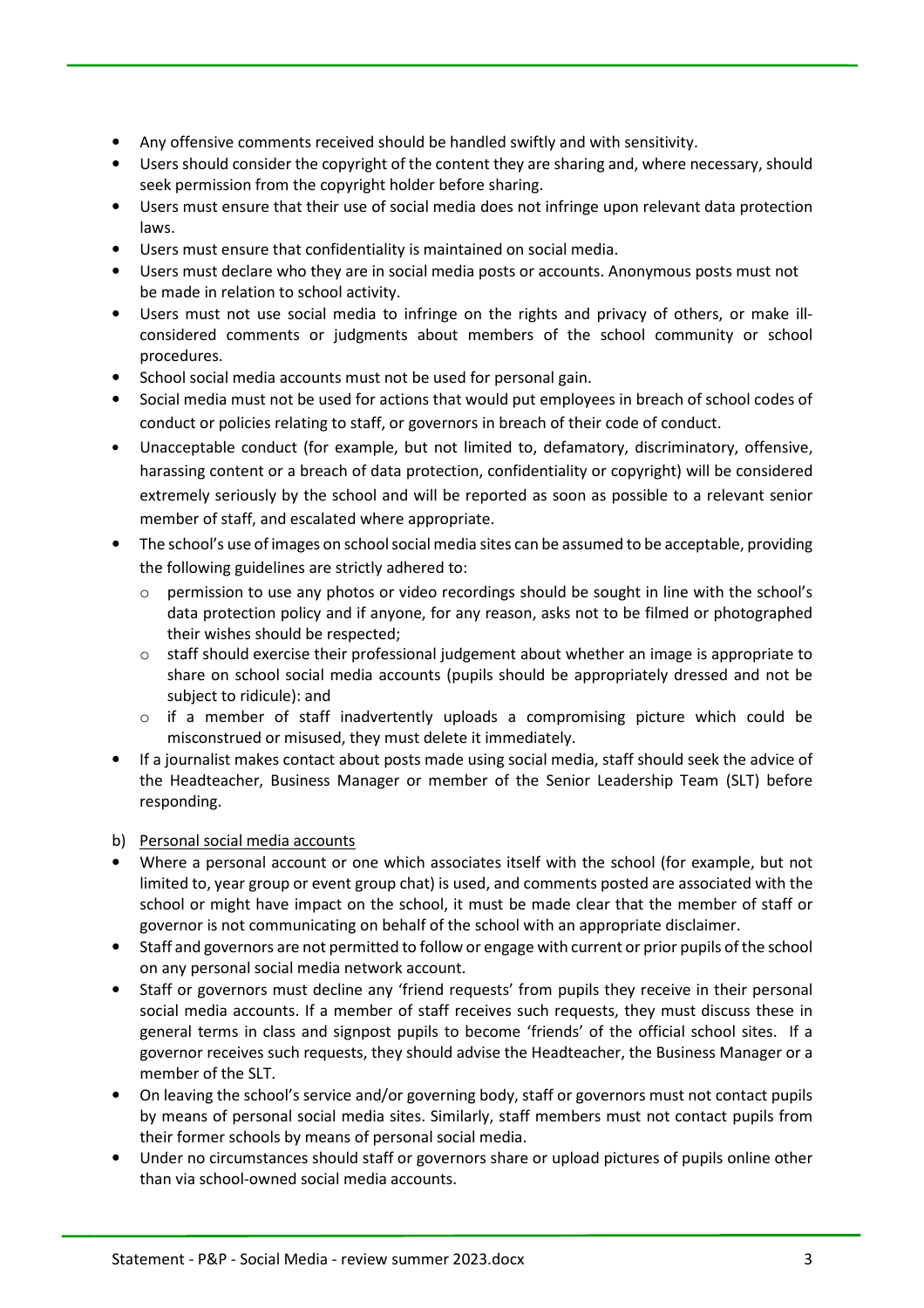- Any offensive comments received should be handled swiftly and with sensitivity.
- Users should consider the copyright of the content they are sharing and, where necessary, should seek permission from the copyright holder before sharing.
- Users must ensure that their use of social media does not infringe upon relevant data protection laws.
- Users must ensure that confidentiality is maintained on social media.
- Users must declare who they are in social media posts or accounts. Anonymous posts must not be made in relation to school activity.
- Users must not use social media to infringe on the rights and privacy of others, or make ill-considered comments or judgments about members of the school community or school procedures.
- School social media accounts must not be used for personal gain.
- Social media must not be used for actions that would put employees in breach of school codes of conduct or policies relating to staff, or governors in breach of their code of conduct.
- Unacceptable conduct (for example, but not limited to, defamatory, discriminatory, offensive, harassing content or a breach of data protection, confidentiality or copyright) will be considered extremely seriously by the school and will be reported as soon as possible to a relevant senior member of staff, and escalated where appropriate.
- The school's use of images on school social media sites can be assumed to be acceptable, providing the following guidelines are strictly adhered to:
  - permission to use any photos or video recordings should be sought in line with the school's data protection policy and if anyone, for any reason, asks not to be filmed or photographed their wishes should be respected;
  - staff should exercise their professional judgement about whether an image is appropriate to share on school social media accounts (pupils should be appropriately dressed and not be subject to ridicule): and
  - if a member of staff inadvertently uploads a compromising picture which could be misconstrued or misused, they must delete it immediately.
- If a journalist makes contact about posts made using social media, staff should seek the advice of the Headteacher, Business Manager or member of the Senior Leadership Team (SLT) before responding.

b) <u>Personal social media accounts</u>

- Where a personal account or one which associates itself with the school (for example, but not limited to, year group or event group chat) is used, and comments posted are associated with the school or might have impact on the school, it must be made clear that the member of staff or governor is not communicating on behalf of the school with an appropriate disclaimer.
- Staff and governors are not permitted to follow or engage with current or prior pupils of the school on any personal social media network account.
- Staff or governors must decline any 'friend requests' from pupils they receive in their personal social media accounts. If a member of staff receives such requests, they must discuss these in general terms in class and signpost pupils to become 'friends' of the official school sites. If a governor receives such requests, they should advise the Headteacher, the Business Manager or a member of the SLT.
- On leaving the school's service and/or governing body, staff or governors must not contact pupils by means of personal social media sites. Similarly, staff members must not contact pupils from their former schools by means of personal social media.
- Under no circumstances should staff or governors share or upload pictures of pupils online other than via school-owned social media accounts.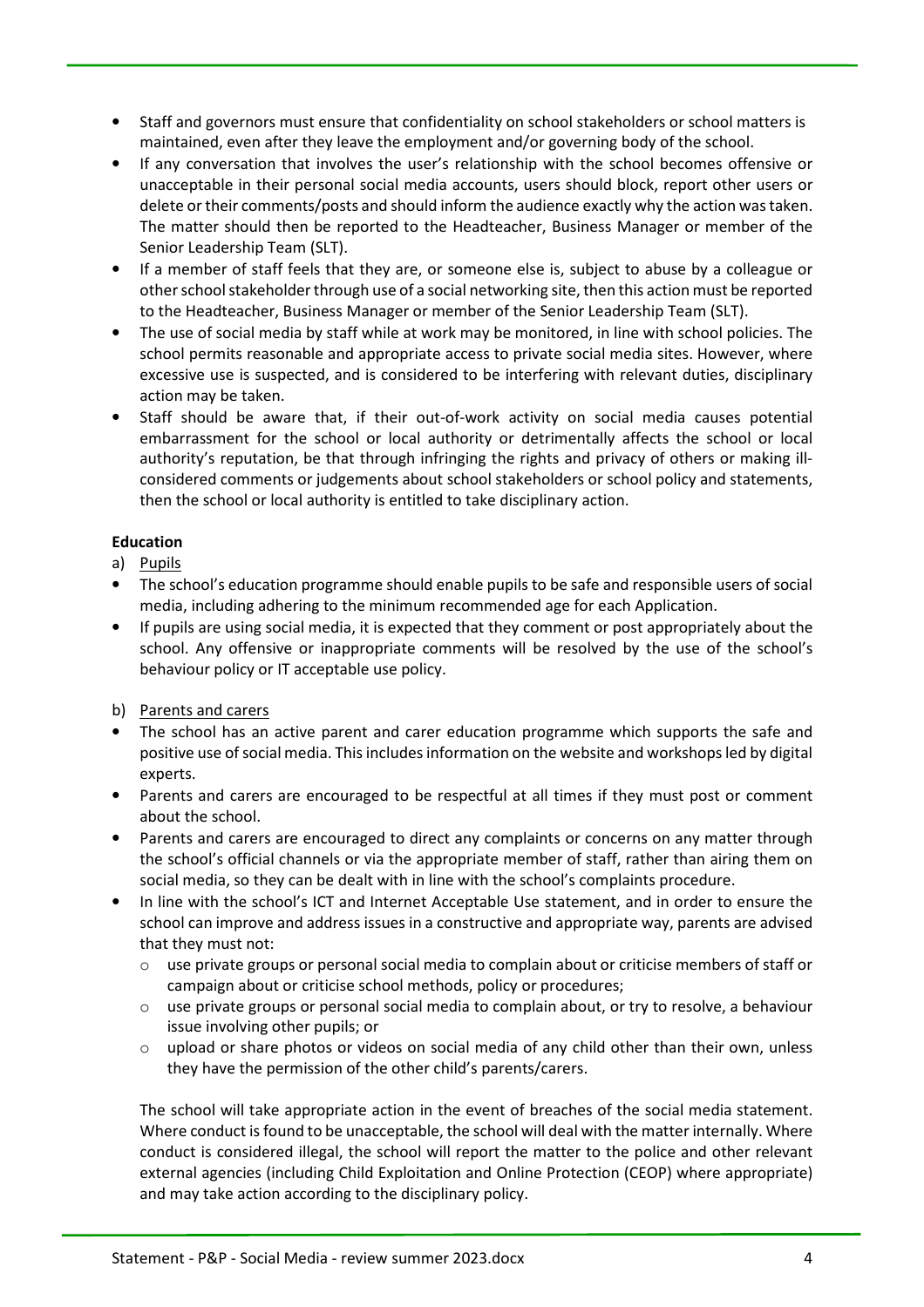- Staff and governors must ensure that confidentiality on school stakeholders or school matters is maintained, even after they leave the employment and/or governing body of the school.
- If any conversation that involves the user's relationship with the school becomes offensive or unacceptable in their personal social media accounts, users should block, report other users or delete or their comments/posts and should inform the audience exactly why the action was taken. The matter should then be reported to the Headteacher, Business Manager or member of the Senior Leadership Team (SLT).
- If a member of staff feels that they are, or someone else is, subject to abuse by a colleague or other school stakeholder through use of a social networking site, then this action must be reported to the Headteacher, Business Manager or member of the Senior Leadership Team (SLT).
- The use of social media by staff while at work may be monitored, in line with school policies. The school permits reasonable and appropriate access to private social media sites. However, where excessive use is suspected, and is considered to be interfering with relevant duties, disciplinary action may be taken.
- Staff should be aware that, if their out-of-work activity on social media causes potential embarrassment for the school or local authority or detrimentally affects the school or local authority's reputation, be that through infringing the rights and privacy of others or making ill-considered comments or judgements about school stakeholders or school policy and statements, then the school or local authority is entitled to take disciplinary action.

**Education**

a) Pupils

- The school's education programme should enable pupils to be safe and responsible users of social media, including adhering to the minimum recommended age for each Application.
- If pupils are using social media, it is expected that they comment or post appropriately about the school. Any offensive or inappropriate comments will be resolved by the use of the school's behaviour policy or IT acceptable use policy.

b) Parents and carers

- The school has an active parent and carer education programme which supports the safe and positive use of social media. This includes information on the website and workshops led by digital experts.
- Parents and carers are encouraged to be respectful at all times if they must post or comment about the school.
- Parents and carers are encouraged to direct any complaints or concerns on any matter through the school's official channels or via the appropriate member of staff, rather than airing them on social media, so they can be dealt with in line with the school's complaints procedure.
- In line with the school's ICT and Internet Acceptable Use statement, and in order to ensure the school can improve and address issues in a constructive and appropriate way, parents are advised that they must not:
  - use private groups or personal social media to complain about or criticise members of staff or campaign about or criticise school methods, policy or procedures;
  - use private groups or personal social media to complain about, or try to resolve, a behaviour issue involving other pupils; or
  - upload or share photos or videos on social media of any child other than their own, unless they have the permission of the other child's parents/carers.

The school will take appropriate action in the event of breaches of the social media statement. Where conduct is found to be unacceptable, the school will deal with the matter internally. Where conduct is considered illegal, the school will report the matter to the police and other relevant external agencies (including Child Exploitation and Online Protection (CEOP) where appropriate) and may take action according to the disciplinary policy.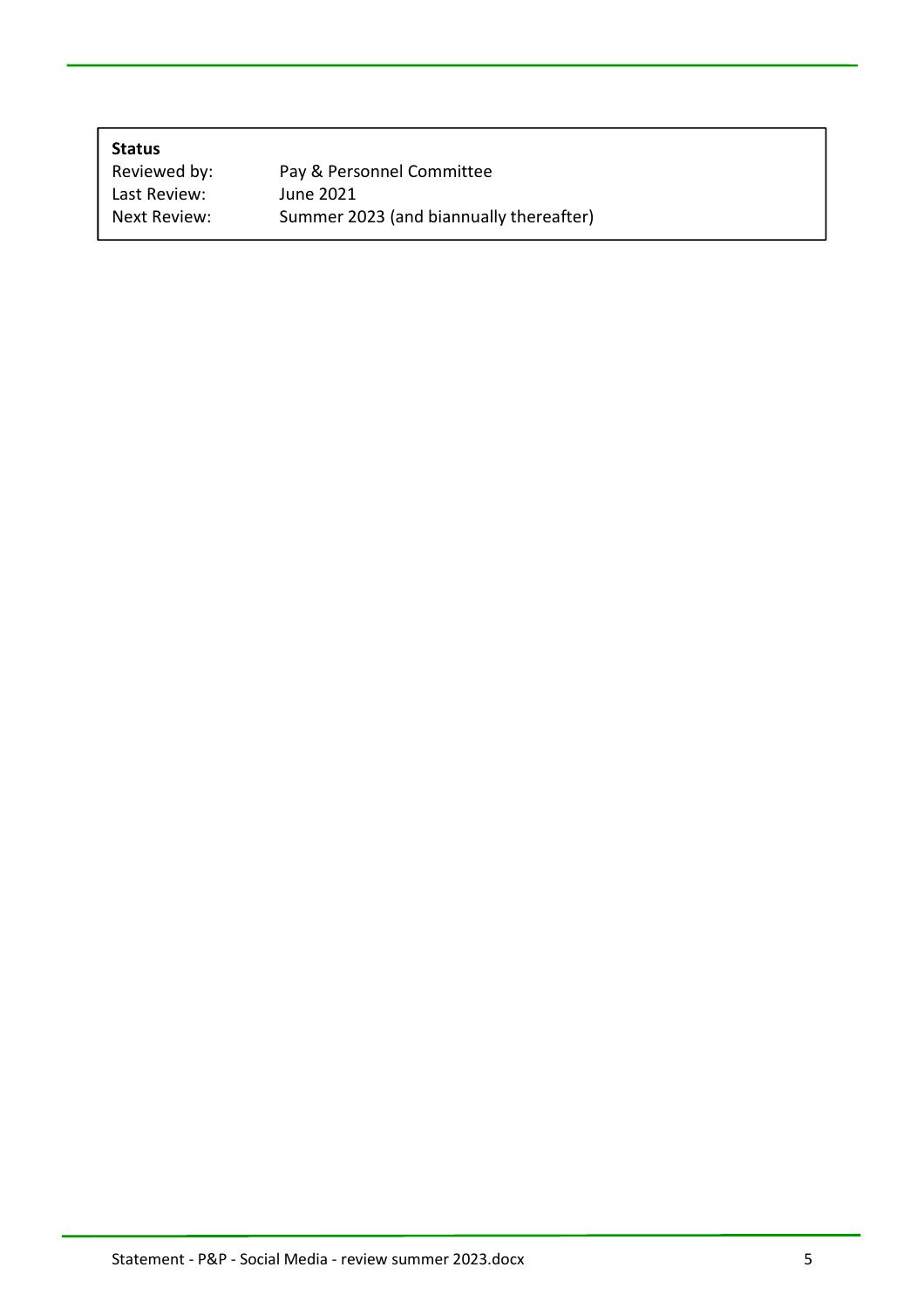**Status**

| | |
|---|---|
| Reviewed by: | Pay & Personnel Committee |
| Last Review: | June 2021 |
| Next Review: | Summer 2023 (and biannually thereafter) |